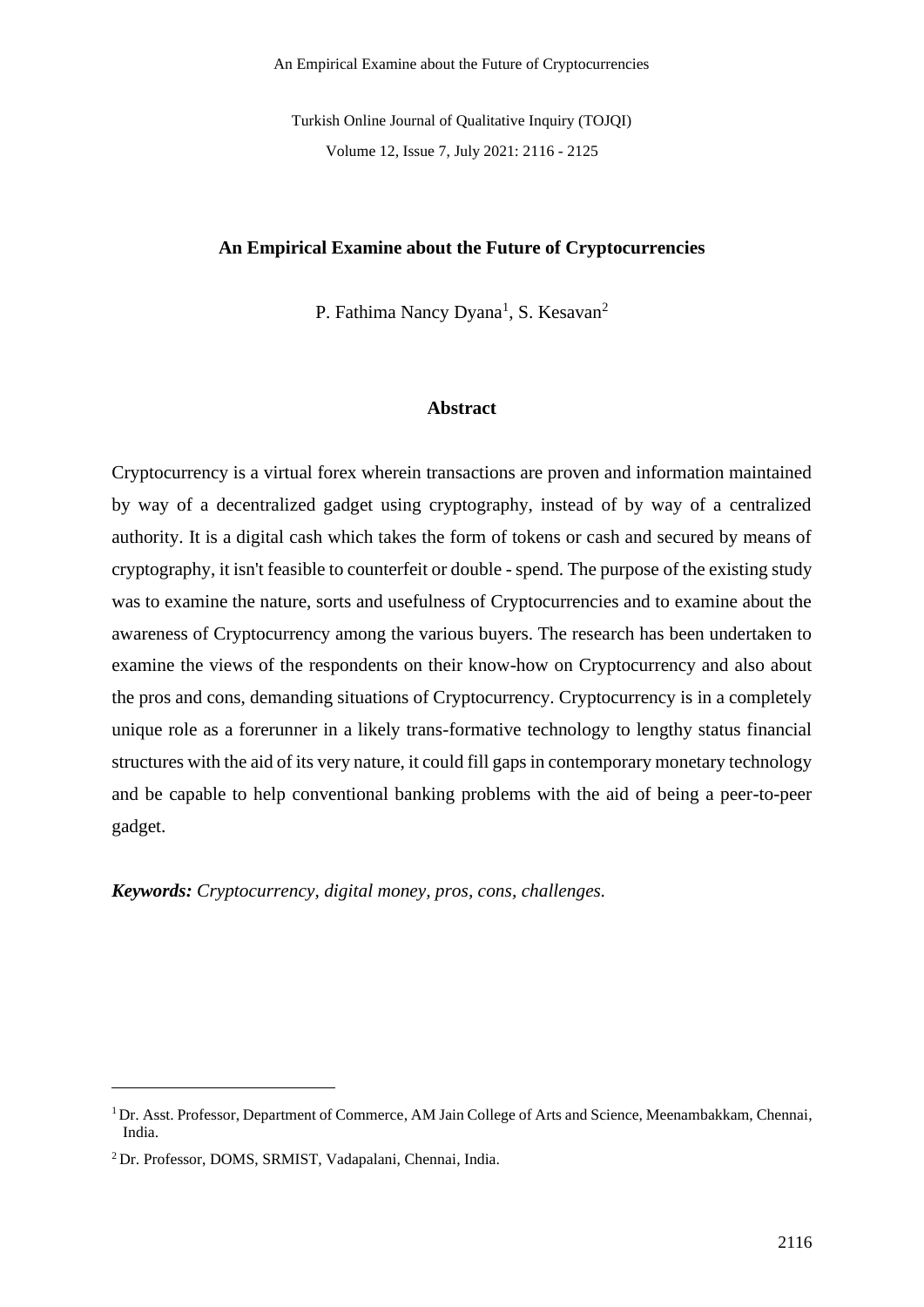# An Empirical Examine about the Future of Cryptocurrencies

P. Fathima Nancy Dyana[1], S. Kesavan[2]

## Abstract

Cryptocurrency is a virtual forex wherein transactions are proven and information maintained by way of a decentralized gadget using cryptography, instead of by way of a centralized authority. It is a digital cash which takes the form of tokens or cash and secured by means of cryptography, it isn't feasible to counterfeit or double - spend. The purpose of the existing study was to examine the nature, sorts and usefulness of Cryptocurrencies and to examine about the awareness of Cryptocurrency among the various buyers. The research has been undertaken to examine the views of the respondents on their know-how on Cryptocurrency and also about the pros and cons, demanding situations of Cryptocurrency. Cryptocurrency is in a completely unique role as a forerunner in a likely trans-formative technology to lengthy status financial structures with the aid of its very nature, it could fill gaps in contemporary monetary technology and be capable to help conventional banking problems with the aid of being a peer-to-peer gadget.

***Keywords:*** *Cryptocurrency, digital money, pros, cons, challenges.*

---

[1] Dr. Asst. Professor, Department of Commerce, AM Jain College of Arts and Science, Meenambakkam, Chennai, India.

[2] Dr. Professor, DOMS, SRMIST, Vadapalani, Chennai, India.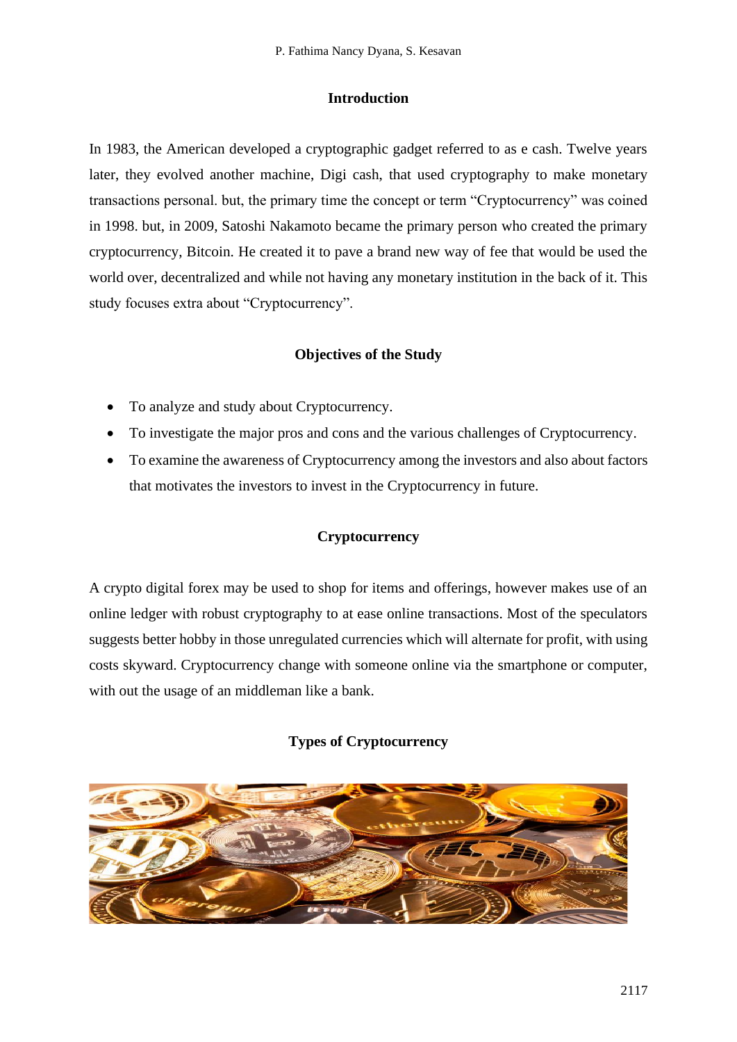## Introduction

In 1983, the American developed a cryptographic gadget referred to as e cash. Twelve years later, they evolved another machine, Digi cash, that used cryptography to make monetary transactions personal. but, the primary time the concept or term "Cryptocurrency" was coined in 1998. but, in 2009, Satoshi Nakamoto became the primary person who created the primary cryptocurrency, Bitcoin. He created it to pave a brand new way of fee that would be used the world over, decentralized and while not having any monetary institution in the back of it. This study focuses extra about "Cryptocurrency".

## Objectives of the Study

- To analyze and study about Cryptocurrency.
- To investigate the major pros and cons and the various challenges of Cryptocurrency.
- To examine the awareness of Cryptocurrency among the investors and also about factors that motivates the investors to invest in the Cryptocurrency in future.

## Cryptocurrency

A crypto digital forex may be used to shop for items and offerings, however makes use of an online ledger with robust cryptography to at ease online transactions. Most of the speculators suggests better hobby in those unregulated currencies which will alternate for profit, with using costs skyward. Cryptocurrency change with someone online via the smartphone or computer, with out the usage of an middleman like a bank.

## Types of Cryptocurrency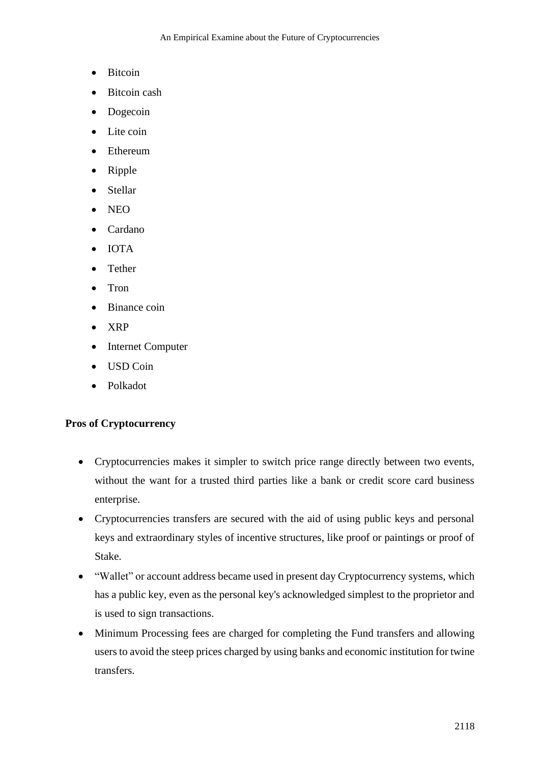- Bitcoin
- Bitcoin cash
- Dogecoin
- Lite coin
- Ethereum
- Ripple
- Stellar
- NEO
- Cardano
- IOTA
- Tether
- Tron
- Binance coin
- XRP
- Internet Computer
- USD Coin
- Polkadot

**Pros of Cryptocurrency**

- Cryptocurrencies makes it simpler to switch price range directly between two events, without the want for a trusted third parties like a bank or credit score card business enterprise.
- Cryptocurrencies transfers are secured with the aid of using public keys and personal keys and extraordinary styles of incentive structures, like proof or paintings or proof of Stake.
- "Wallet" or account address became used in present day Cryptocurrency systems, which has a public key, even as the personal key's acknowledged simplest to the proprietor and is used to sign transactions.
- Minimum Processing fees are charged for completing the Fund transfers and allowing users to avoid the steep prices charged by using banks and economic institution for twine transfers.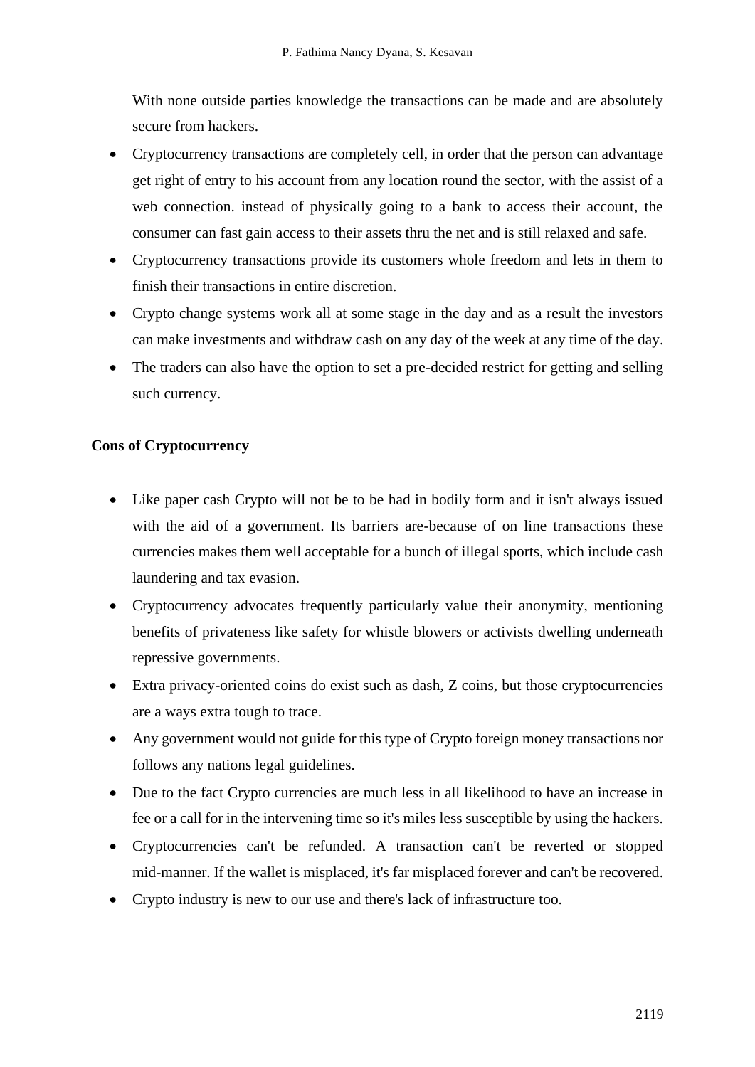With none outside parties knowledge the transactions can be made and are absolutely secure from hackers.

- Cryptocurrency transactions are completely cell, in order that the person can advantage get right of entry to his account from any location round the sector, with the assist of a web connection. instead of physically going to a bank to access their account, the consumer can fast gain access to their assets thru the net and is still relaxed and safe.
- Cryptocurrency transactions provide its customers whole freedom and lets in them to finish their transactions in entire discretion.
- Crypto change systems work all at some stage in the day and as a result the investors can make investments and withdraw cash on any day of the week at any time of the day.
- The traders can also have the option to set a pre-decided restrict for getting and selling such currency.

**Cons of Cryptocurrency**

- Like paper cash Crypto will not be to be had in bodily form and it isn't always issued with the aid of a government. Its barriers are-because of on line transactions these currencies makes them well acceptable for a bunch of illegal sports, which include cash laundering and tax evasion.
- Cryptocurrency advocates frequently particularly value their anonymity, mentioning benefits of privateness like safety for whistle blowers or activists dwelling underneath repressive governments.
- Extra privacy-oriented coins do exist such as dash, Z coins, but those cryptocurrencies are a ways extra tough to trace.
- Any government would not guide for this type of Crypto foreign money transactions nor follows any nations legal guidelines.
- Due to the fact Crypto currencies are much less in all likelihood to have an increase in fee or a call for in the intervening time so it's miles less susceptible by using the hackers.
- Cryptocurrencies can't be refunded. A transaction can't be reverted or stopped mid-manner. If the wallet is misplaced, it's far misplaced forever and can't be recovered.
- Crypto industry is new to our use and there's lack of infrastructure too.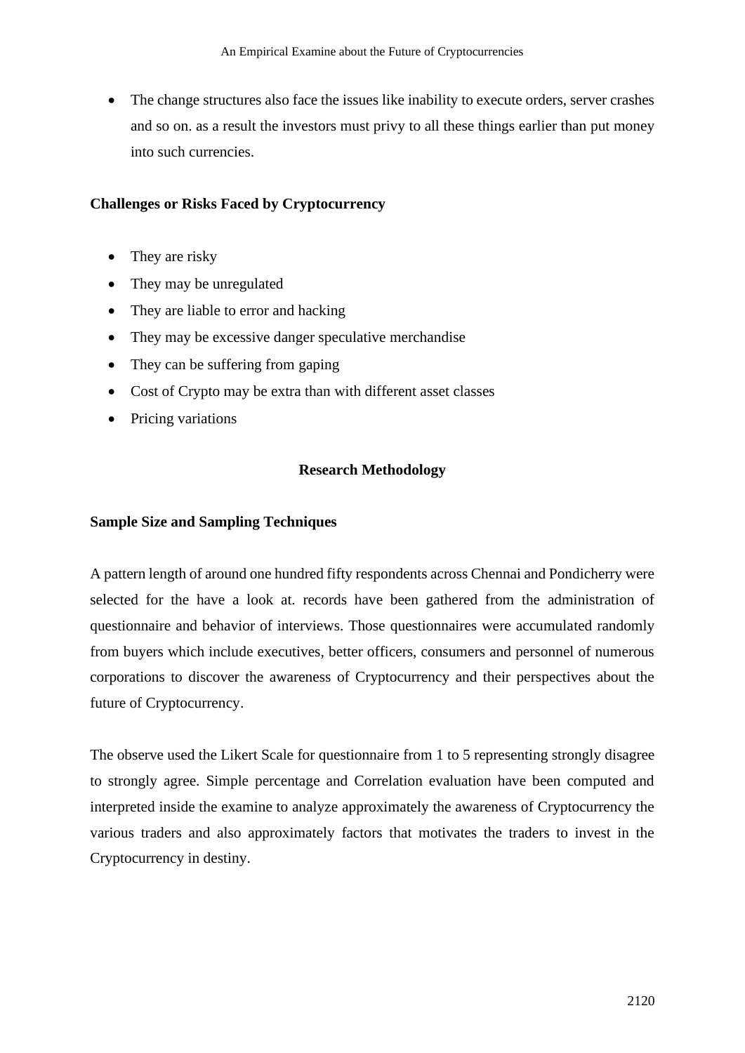- The change structures also face the issues like inability to execute orders, server crashes and so on. as a result the investors must privy to all these things earlier than put money into such currencies.

**Challenges or Risks Faced by Cryptocurrency**

- They are risky
- They may be unregulated
- They are liable to error and hacking
- They may be excessive danger speculative merchandise
- They can be suffering from gaping
- Cost of Crypto may be extra than with different asset classes
- Pricing variations

## Research Methodology

**Sample Size and Sampling Techniques**

A pattern length of around one hundred fifty respondents across Chennai and Pondicherry were selected for the have a look at. records have been gathered from the administration of questionnaire and behavior of interviews. Those questionnaires were accumulated randomly from buyers which include executives, better officers, consumers and personnel of numerous corporations to discover the awareness of Cryptocurrency and their perspectives about the future of Cryptocurrency.

The observe used the Likert Scale for questionnaire from 1 to 5 representing strongly disagree to strongly agree. Simple percentage and Correlation evaluation have been computed and interpreted inside the examine to analyze approximately the awareness of Cryptocurrency the various traders and also approximately factors that motivates the traders to invest in the Cryptocurrency in destiny.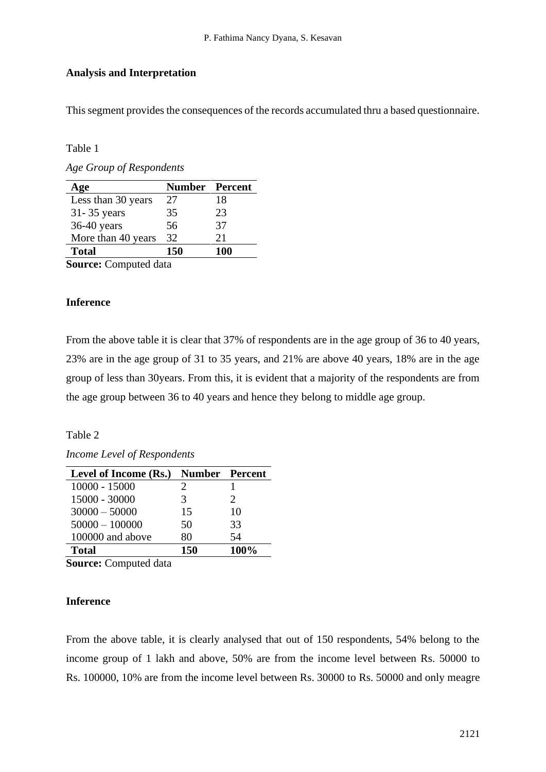**Analysis and Interpretation**

This segment provides the consequences of the records accumulated thru a based questionnaire.

Table 1

*Age Group of Respondents*

| Age | Number | Percent |
|---|---|---|
| Less than 30 years | 27 | 18 |
| 31- 35 years | 35 | 23 |
| 36-40 years | 56 | 37 |
| More than 40 years | 32 | 21 |
| **Total** | **150** | **100** |

**Source:** Computed data

**Inference**

From the above table it is clear that 37% of respondents are in the age group of 36 to 40 years, 23% are in the age group of 31 to 35 years, and 21% are above 40 years, 18% are in the age group of less than 30years. From this, it is evident that a majority of the respondents are from the age group between 36 to 40 years and hence they belong to middle age group.

Table 2

*Income Level of Respondents*

| Level of Income (Rs.) | Number | Percent |
|---|---|---|
| 10000 - 15000 | 2 | 1 |
| 15000 - 30000 | 3 | 2 |
| 30000 – 50000 | 15 | 10 |
| 50000 – 100000 | 50 | 33 |
| 100000 and above | 80 | 54 |
| **Total** | **150** | **100%** |

**Source:** Computed data

**Inference**

From the above table, it is clearly analysed that out of 150 respondents, 54% belong to the income group of 1 lakh and above, 50% are from the income level between Rs. 50000 to Rs. 100000, 10% are from the income level between Rs. 30000 to Rs. 50000 and only meagre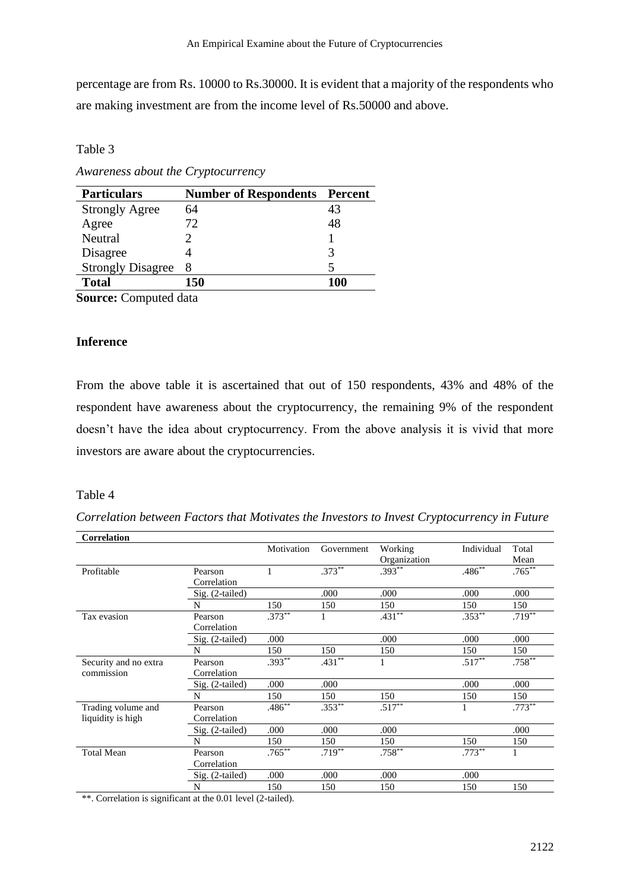percentage are from Rs. 10000 to Rs.30000. It is evident that a majority of the respondents who are making investment are from the income level of Rs.50000 and above.

Table 3

*Awareness about the Cryptocurrency*

| Particulars | Number of Respondents | Percent |
|---|---|---|
| Strongly Agree | 64 | 43 |
| Agree | 72 | 48 |
| Neutral | 2 | 1 |
| Disagree | 4 | 3 |
| Strongly Disagree | 8 | 5 |
| **Total** | **150** | **100** |

**Source:** Computed data

#### Inference

From the above table it is ascertained that out of 150 respondents, 43% and 48% of the respondent have awareness about the cryptocurrency, the remaining 9% of the respondent doesn't have the idea about cryptocurrency. From the above analysis it is vivid that more investors are aware about the cryptocurrencies.

Table 4

*Correlation between Factors that Motivates the Investors to Invest Cryptocurrency in Future*

| Correlation | | Motivation | Government | Working Organization | Individual | Total Mean |
|---|---|---|---|---|---|---|
| Profitable | Pearson Correlation | 1 | .373** | .393** | .486** | .765** |
| | Sig. (2-tailed) | | .000 | .000 | .000 | .000 |
| | N | 150 | 150 | 150 | 150 | 150 |
| Tax evasion | Pearson Correlation | .373** | 1 | .431** | .353** | .719** |
| | Sig. (2-tailed) | .000 | | .000 | .000 | .000 |
| | N | 150 | 150 | 150 | 150 | 150 |
| Security and no extra commission | Pearson Correlation | .393** | .431** | 1 | .517** | .758** |
| | Sig. (2-tailed) | .000 | .000 | | .000 | .000 |
| | N | 150 | 150 | 150 | 150 | 150 |
| Trading volume and liquidity is high | Pearson Correlation | .486** | .353** | .517** | 1 | .773** |
| | Sig. (2-tailed) | .000 | .000 | .000 | | .000 |
| | N | 150 | 150 | 150 | 150 | 150 |
| Total Mean | Pearson Correlation | .765** | .719** | .758** | .773** | 1 |
| | Sig. (2-tailed) | .000 | .000 | .000 | .000 | |
| | N | 150 | 150 | 150 | 150 | 150 |

**. Correlation is significant at the 0.01 level (2-tailed).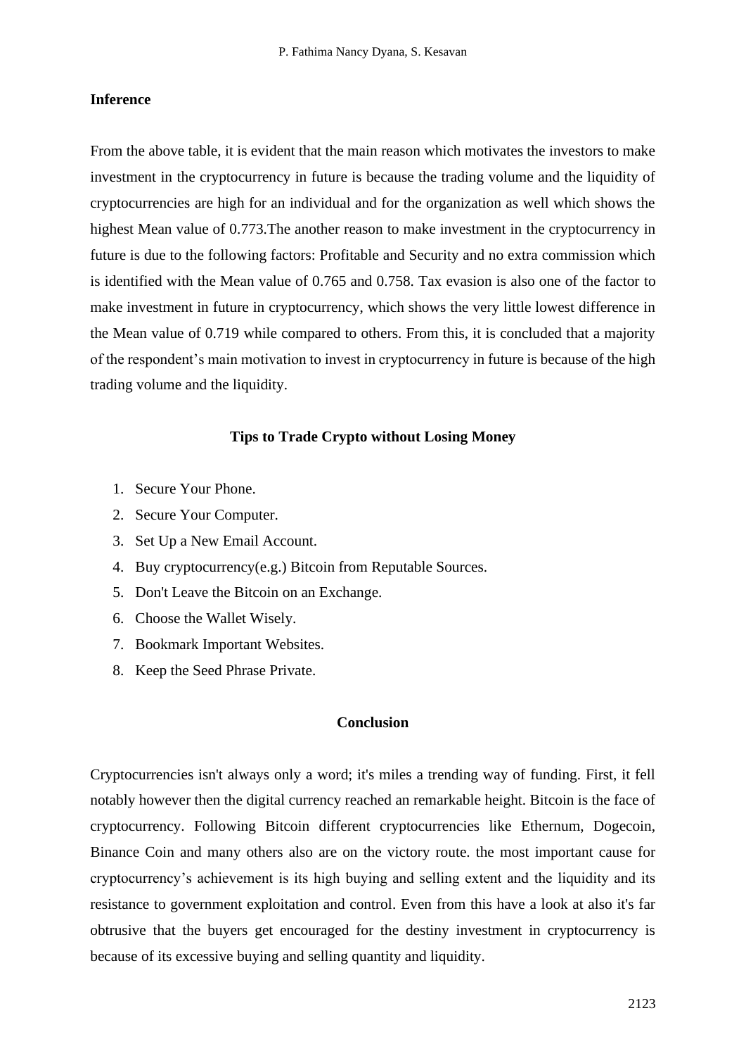**Inference**

From the above table, it is evident that the main reason which motivates the investors to make investment in the cryptocurrency in future is because the trading volume and the liquidity of cryptocurrencies are high for an individual and for the organization as well which shows the highest Mean value of 0.773.The another reason to make investment in the cryptocurrency in future is due to the following factors: Profitable and Security and no extra commission which is identified with the Mean value of 0.765 and 0.758. Tax evasion is also one of the factor to make investment in future in cryptocurrency, which shows the very little lowest difference in the Mean value of 0.719 while compared to others. From this, it is concluded that a majority of the respondent's main motivation to invest in cryptocurrency in future is because of the high trading volume and the liquidity.

## Tips to Trade Crypto without Losing Money

1. Secure Your Phone.
2. Secure Your Computer.
3. Set Up a New Email Account.
4. Buy cryptocurrency(e.g.) Bitcoin from Reputable Sources.
5. Don't Leave the Bitcoin on an Exchange.
6. Choose the Wallet Wisely.
7. Bookmark Important Websites.
8. Keep the Seed Phrase Private.

## Conclusion

Cryptocurrencies isn't always only a word; it's miles a trending way of funding. First, it fell notably however then the digital currency reached an remarkable height. Bitcoin is the face of cryptocurrency. Following Bitcoin different cryptocurrencies like Ethernum, Dogecoin, Binance Coin and many others also are on the victory route. the most important cause for cryptocurrency's achievement is its high buying and selling extent and the liquidity and its resistance to government exploitation and control. Even from this have a look at also it's far obtrusive that the buyers get encouraged for the destiny investment in cryptocurrency is because of its excessive buying and selling quantity and liquidity.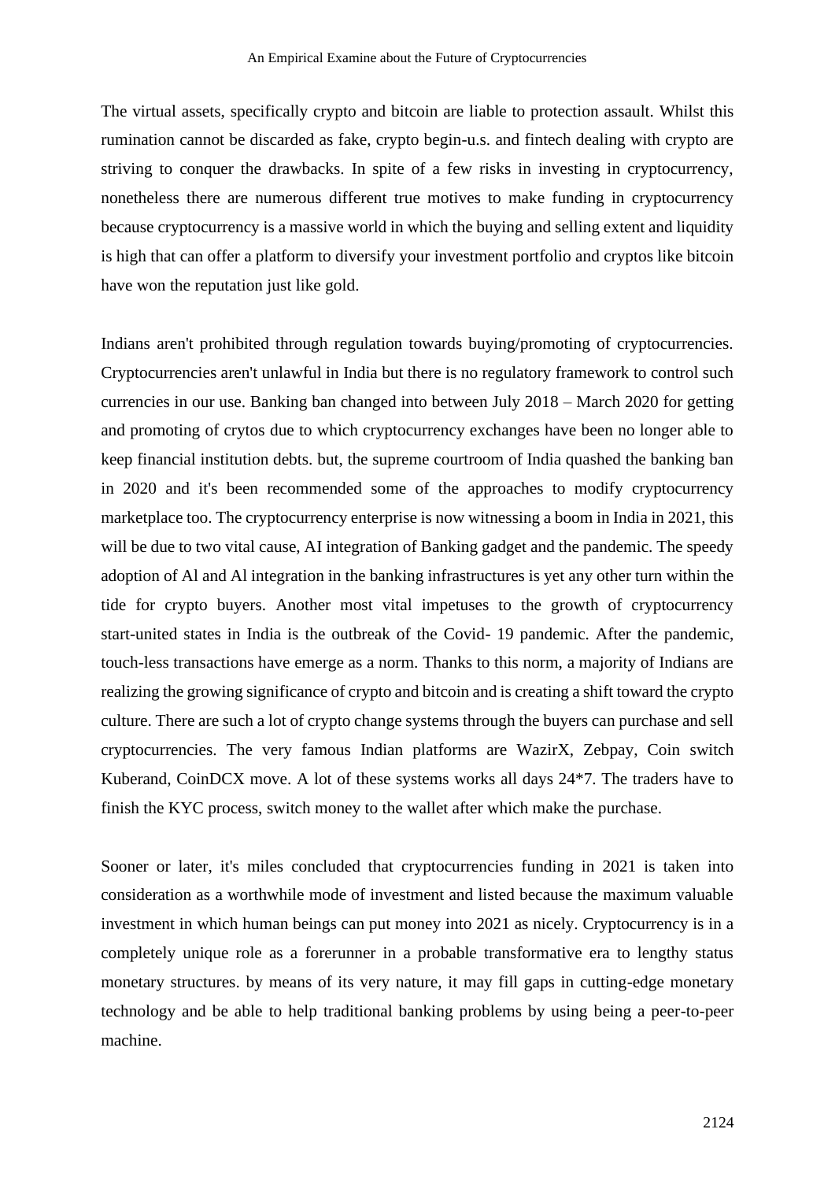The virtual assets, specifically crypto and bitcoin are liable to protection assault. Whilst this rumination cannot be discarded as fake, crypto begin-u.s. and fintech dealing with crypto are striving to conquer the drawbacks. In spite of a few risks in investing in cryptocurrency, nonetheless there are numerous different true motives to make funding in cryptocurrency because cryptocurrency is a massive world in which the buying and selling extent and liquidity is high that can offer a platform to diversify your investment portfolio and cryptos like bitcoin have won the reputation just like gold.

Indians aren't prohibited through regulation towards buying/promoting of cryptocurrencies. Cryptocurrencies aren't unlawful in India but there is no regulatory framework to control such currencies in our use. Banking ban changed into between July 2018 – March 2020 for getting and promoting of crytos due to which cryptocurrency exchanges have been no longer able to keep financial institution debts. but, the supreme courtroom of India quashed the banking ban in 2020 and it's been recommended some of the approaches to modify cryptocurrency marketplace too. The cryptocurrency enterprise is now witnessing a boom in India in 2021, this will be due to two vital cause, AI integration of Banking gadget and the pandemic. The speedy adoption of Al and Al integration in the banking infrastructures is yet any other turn within the tide for crypto buyers. Another most vital impetuses to the growth of cryptocurrency start-united states in India is the outbreak of the Covid- 19 pandemic. After the pandemic, touch-less transactions have emerge as a norm. Thanks to this norm, a majority of Indians are realizing the growing significance of crypto and bitcoin and is creating a shift toward the crypto culture. There are such a lot of crypto change systems through the buyers can purchase and sell cryptocurrencies. The very famous Indian platforms are WazirX, Zebpay, Coin switch Kuberand, CoinDCX move. A lot of these systems works all days 24*7. The traders have to finish the KYC process, switch money to the wallet after which make the purchase.

Sooner or later, it's miles concluded that cryptocurrencies funding in 2021 is taken into consideration as a worthwhile mode of investment and listed because the maximum valuable investment in which human beings can put money into 2021 as nicely. Cryptocurrency is in a completely unique role as a forerunner in a probable transformative era to lengthy status monetary structures. by means of its very nature, it may fill gaps in cutting-edge monetary technology and be able to help traditional banking problems by using being a peer-to-peer machine.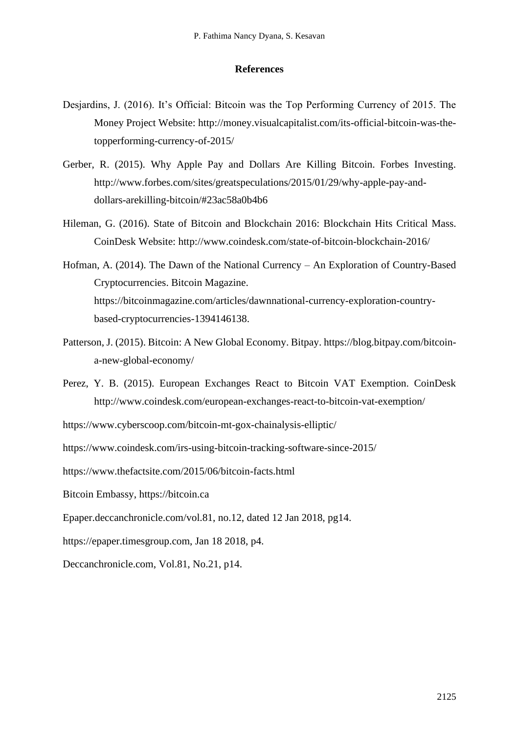## References

Desjardins, J. (2016). It's Official: Bitcoin was the Top Performing Currency of 2015. The Money Project Website: http://money.visualcapitalist.com/its-official-bitcoin-was-the-topperforming-currency-of-2015/

Gerber, R. (2015). Why Apple Pay and Dollars Are Killing Bitcoin. Forbes Investing. http://www.forbes.com/sites/greatspeculations/2015/01/29/why-apple-pay-and-dollars-arekilling-bitcoin/#23ac58a0b4b6

Hileman, G. (2016). State of Bitcoin and Blockchain 2016: Blockchain Hits Critical Mass. CoinDesk Website: http://www.coindesk.com/state-of-bitcoin-blockchain-2016/

Hofman, A. (2014). The Dawn of the National Currency – An Exploration of Country-Based Cryptocurrencies. Bitcoin Magazine. https://bitcoinmagazine.com/articles/dawnnational-currency-exploration-country-based-cryptocurrencies-1394146138.

Patterson, J. (2015). Bitcoin: A New Global Economy. Bitpay. https://blog.bitpay.com/bitcoin-a-new-global-economy/

Perez, Y. B. (2015). European Exchanges React to Bitcoin VAT Exemption. CoinDesk http://www.coindesk.com/european-exchanges-react-to-bitcoin-vat-exemption/

https://www.cyberscoop.com/bitcoin-mt-gox-chainalysis-elliptic/

https://www.coindesk.com/irs-using-bitcoin-tracking-software-since-2015/

https://www.thefactsite.com/2015/06/bitcoin-facts.html

Bitcoin Embassy, https://bitcoin.ca

Epaper.deccanchronicle.com/vol.81, no.12, dated 12 Jan 2018, pg14.

https://epaper.timesgroup.com, Jan 18 2018, p4.

Deccanchronicle.com, Vol.81, No.21, p14.